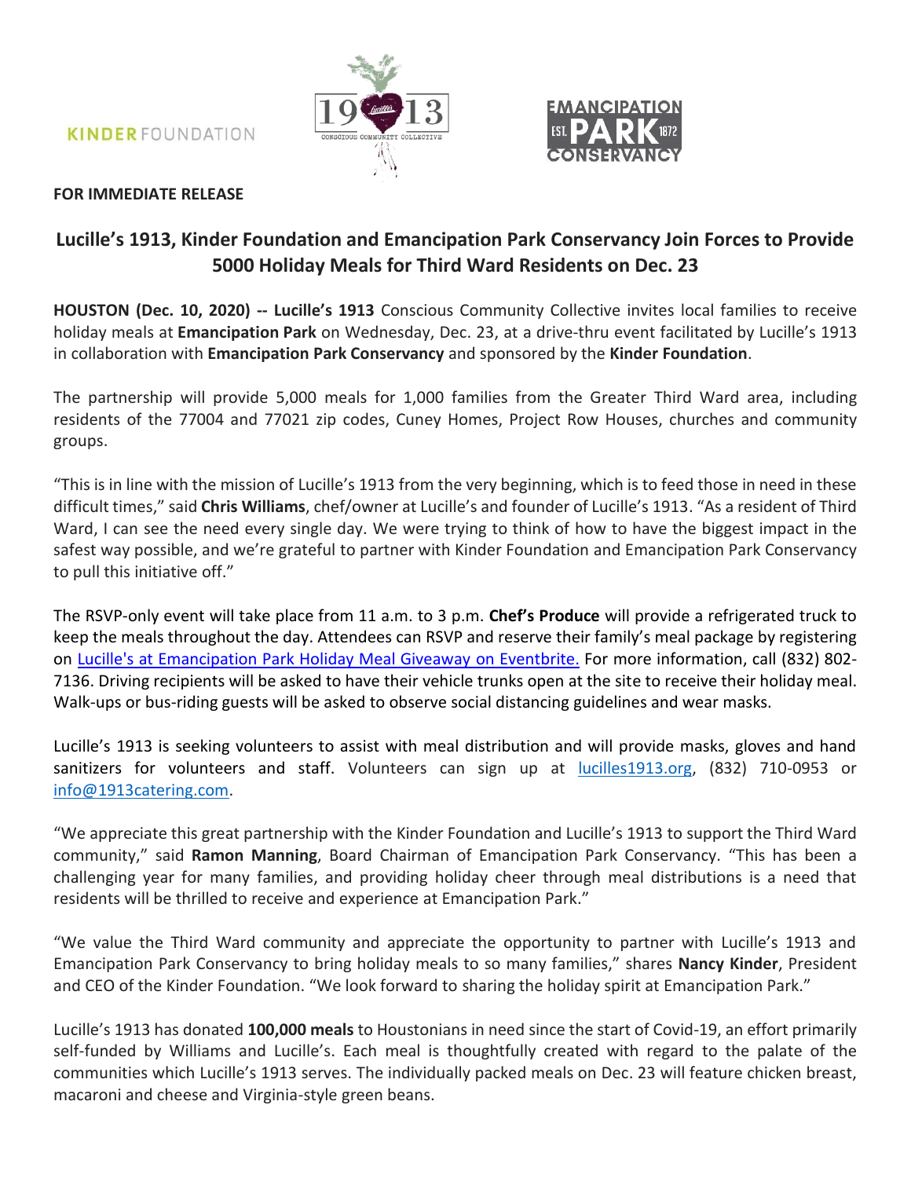KINDER FOUNDATION

**FOR IMMEDIATE RELEASE**

# Lucille's 1913, Kinder Foundation and Emancipation Park Conservancy Join Forces to Provide 5000 Holiday Meals for Third Ward Residents on Dec. 23

**HOUSTON (Dec. 10, 2020) -- Lucille's 1913** Conscious Community Collective invites local families to receive holiday meals at **Emancipation Park** on Wednesday, Dec. 23, at a drive-thru event facilitated by Lucille's 1913 in collaboration with **Emancipation Park Conservancy** and sponsored by the **Kinder Foundation**.

The partnership will provide 5,000 meals for 1,000 families from the Greater Third Ward area, including residents of the 77004 and 77021 zip codes, Cuney Homes, Project Row Houses, churches and community groups.

"This is in line with the mission of Lucille's 1913 from the very beginning, which is to feed those in need in these difficult times," said **Chris Williams**, chef/owner at Lucille's and founder of Lucille's 1913. "As a resident of Third Ward, I can see the need every single day. We were trying to think of how to have the biggest impact in the safest way possible, and we're grateful to partner with Kinder Foundation and Emancipation Park Conservancy to pull this initiative off."

The RSVP-only event will take place from 11 a.m. to 3 p.m. **Chef's Produce** will provide a refrigerated truck to keep the meals throughout the day. Attendees can RSVP and reserve their family's meal package by registering on [Lucille's at Emancipation Park Holiday Meal Giveaway on Eventbrite.](Lucille's at Emancipation Park Holiday Meal Giveaway on Eventbrite.) For more information, call (832) 802-7136. Driving recipients will be asked to have their vehicle trunks open at the site to receive their holiday meal. Walk-ups or bus-riding guests will be asked to observe social distancing guidelines and wear masks.

Lucille's 1913 is seeking volunteers to assist with meal distribution and will provide masks, gloves and hand sanitizers for volunteers and staff. Volunteers can sign up at lucilles1913.org, (832) 710-0953 or info@1913catering.com.

"We appreciate this great partnership with the Kinder Foundation and Lucille's 1913 to support the Third Ward community," said **Ramon Manning**, Board Chairman of Emancipation Park Conservancy. "This has been a challenging year for many families, and providing holiday cheer through meal distributions is a need that residents will be thrilled to receive and experience at Emancipation Park."

"We value the Third Ward community and appreciate the opportunity to partner with Lucille's 1913 and Emancipation Park Conservancy to bring holiday meals to so many families," shares **Nancy Kinder**, President and CEO of the Kinder Foundation. "We look forward to sharing the holiday spirit at Emancipation Park."

Lucille's 1913 has donated **100,000 meals** to Houstonians in need since the start of Covid-19, an effort primarily self-funded by Williams and Lucille's. Each meal is thoughtfully created with regard to the palate of the communities which Lucille's 1913 serves. The individually packed meals on Dec. 23 will feature chicken breast, macaroni and cheese and Virginia-style green beans.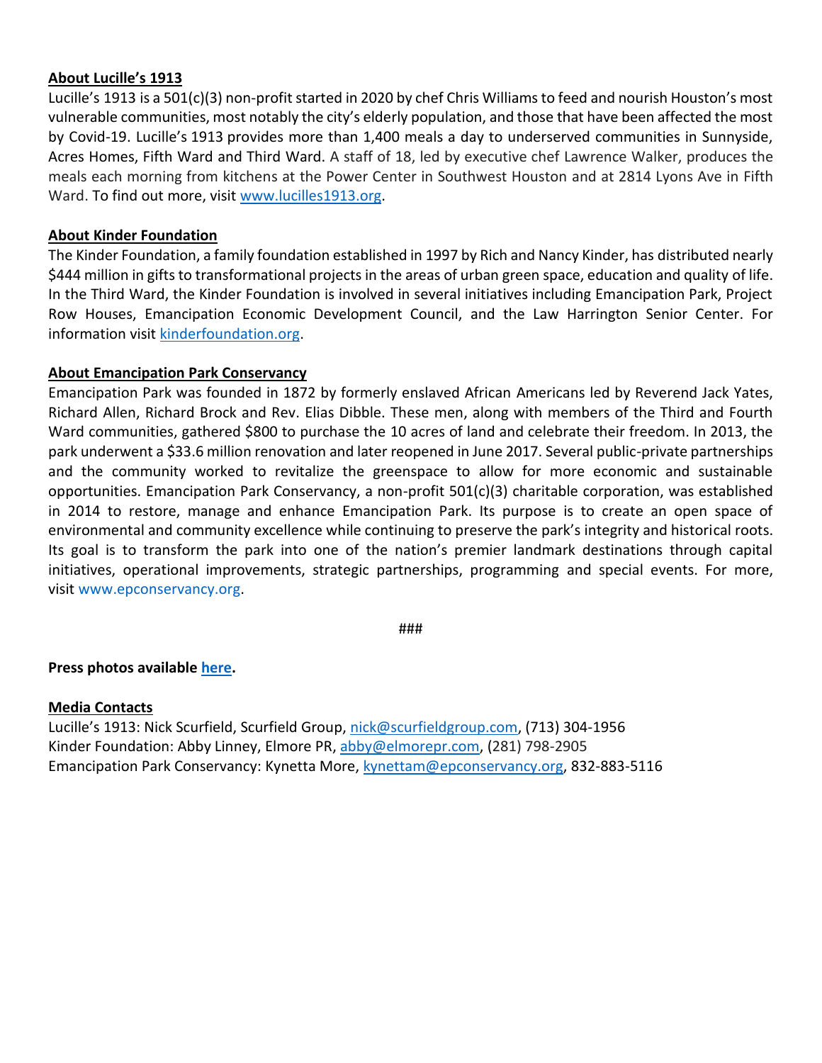**About Lucille's 1913**

Lucille's 1913 is a 501(c)(3) non-profit started in 2020 by chef Chris Williams to feed and nourish Houston's most vulnerable communities, most notably the city's elderly population, and those that have been affected the most by Covid-19. Lucille's 1913 provides more than 1,400 meals a day to underserved communities in Sunnyside, Acres Homes, Fifth Ward and Third Ward. A staff of 18, led by executive chef Lawrence Walker, produces the meals each morning from kitchens at the Power Center in Southwest Houston and at 2814 Lyons Ave in Fifth Ward. To find out more, visit www.lucilles1913.org.

**About Kinder Foundation**

The Kinder Foundation, a family foundation established in 1997 by Rich and Nancy Kinder, has distributed nearly $444 million in gifts to transformational projects in the areas of urban green space, education and quality of life. In the Third Ward, the Kinder Foundation is involved in several initiatives including Emancipation Park, Project Row Houses, Emancipation Economic Development Council, and the Law Harrington Senior Center. For information visit kinderfoundation.org.

**About Emancipation Park Conservancy**

Emancipation Park was founded in 1872 by formerly enslaved African Americans led by Reverend Jack Yates, Richard Allen, Richard Brock and Rev. Elias Dibble. These men, along with members of the Third and Fourth Ward communities, gathered $800 to purchase the 10 acres of land and celebrate their freedom. In 2013, the park underwent a $33.6 million renovation and later reopened in June 2017. Several public-private partnerships and the community worked to revitalize the greenspace to allow for more economic and sustainable opportunities. Emancipation Park Conservancy, a non-profit 501(c)(3) charitable corporation, was established in 2014 to restore, manage and enhance Emancipation Park. Its purpose is to create an open space of environmental and community excellence while continuing to preserve the park's integrity and historical roots. Its goal is to transform the park into one of the nation's premier landmark destinations through capital initiatives, operational improvements, strategic partnerships, programming and special events. For more, visit www.epconservancy.org.

###

**Press photos available here.**

**Media Contacts**

Lucille's 1913: Nick Scurfield, Scurfield Group, nick@scurfieldgroup.com, (713) 304-1956
Kinder Foundation: Abby Linney, Elmore PR, abby@elmorepr.com, (281) 798-2905
Emancipation Park Conservancy: Kynetta More, kynettam@epconservancy.org, 832-883-5116